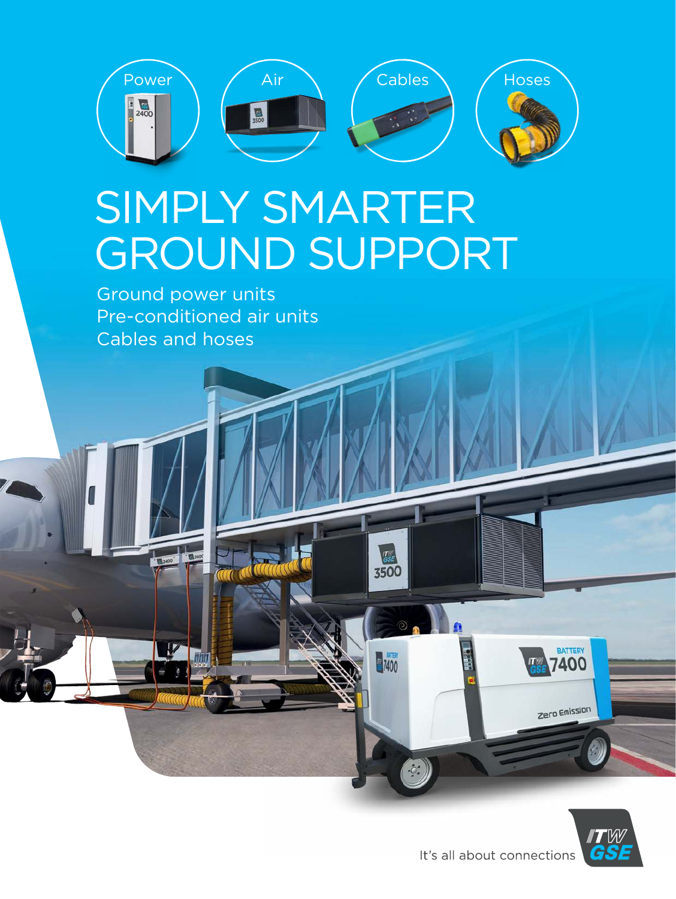Power

Air

Cables

Hoses

# SIMPLY SMARTER GROUND SUPPORT

Ground power units
Pre-conditioned air units
Cables and hoses

It's all about connections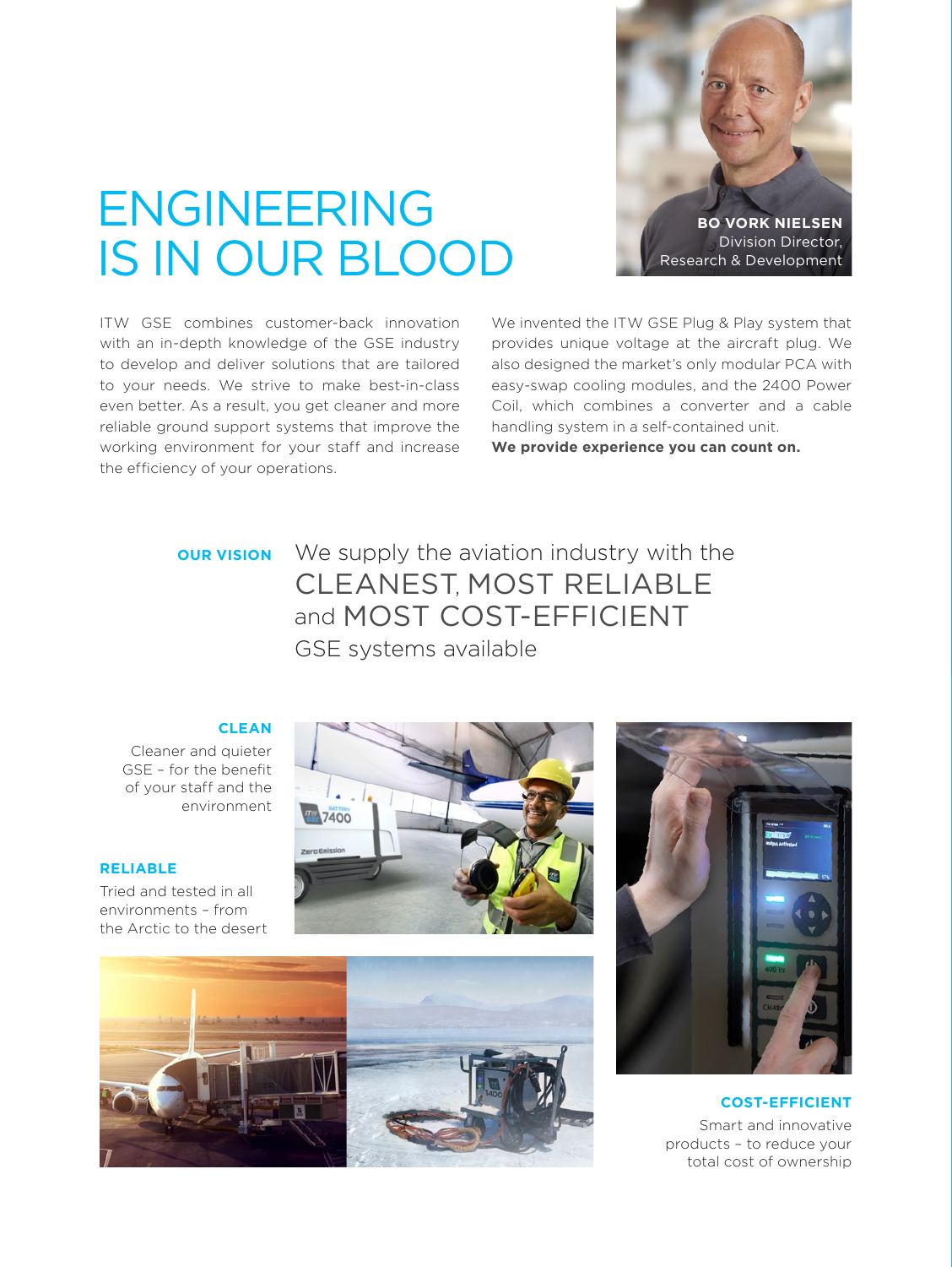# ENGINEERING IS IN OUR BLOOD

**BO VORK NIELSEN**
Division Director,
Research & Development

ITW GSE combines customer-back innovation with an in-depth knowledge of the GSE industry to develop and deliver solutions that are tailored to your needs. We strive to make best-in-class even better. As a result, you get cleaner and more reliable ground support systems that improve the working environment for your staff and increase the efficiency of your operations.

We invented the ITW GSE Plug & Play system that provides unique voltage at the aircraft plug. We also designed the market's only modular PCA with easy-swap cooling modules, and the 2400 Power Coil, which combines a converter and a cable handling system in a self-contained unit.
**We provide experience you can count on.**

**OUR VISION** We supply the aviation industry with the CLEANEST, MOST RELIABLE and MOST COST-EFFICIENT GSE systems available

**CLEAN**

Cleaner and quieter GSE – for the benefit of your staff and the environment

**RELIABLE**

Tried and tested in all environments – from the Arctic to the desert

**COST-EFFICIENT**

Smart and innovative products – to reduce your total cost of ownership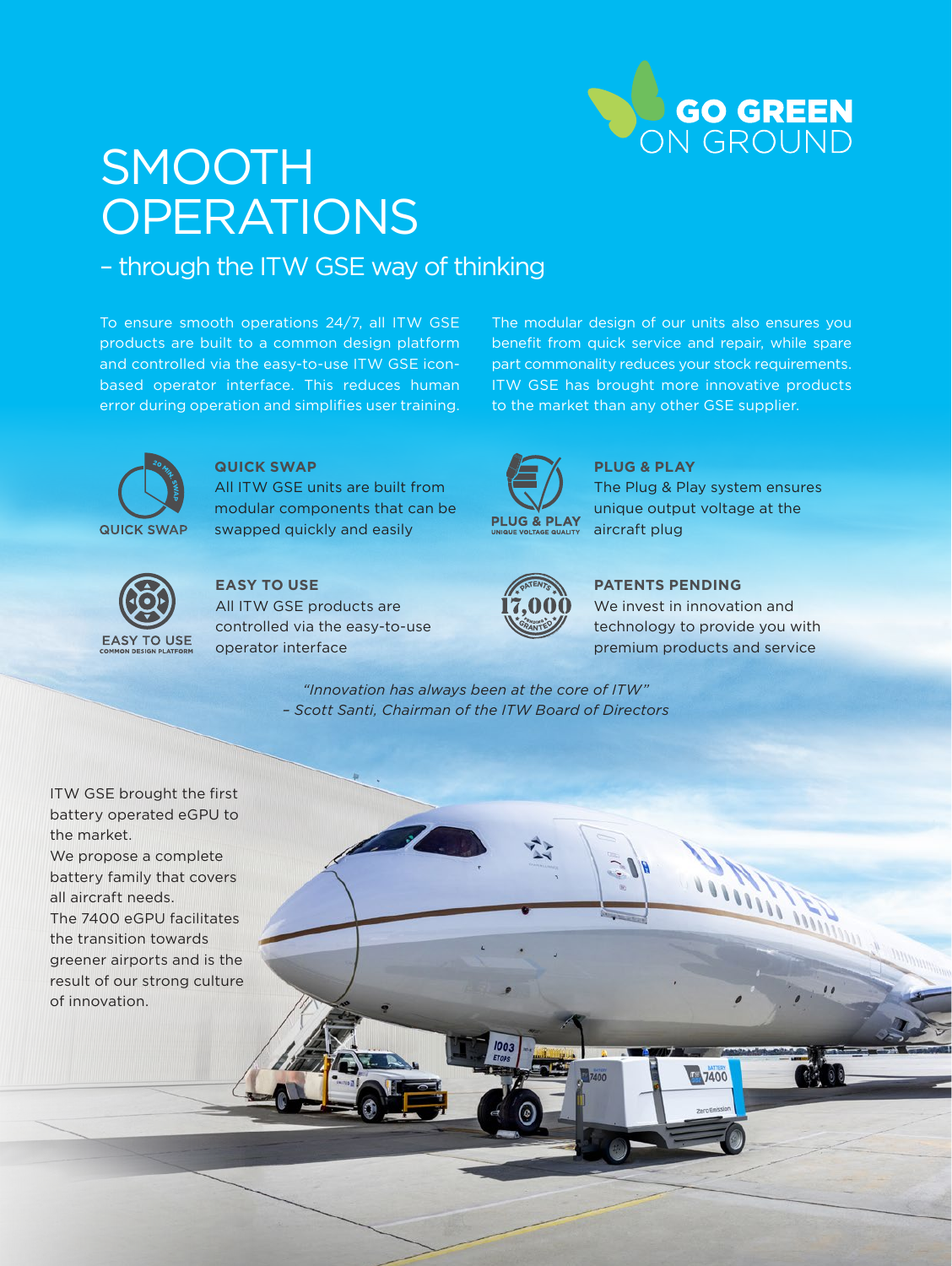GO GREEN ON GROUND

# SMOOTH OPERATIONS

## – through the ITW GSE way of thinking

To ensure smooth operations 24/7, all ITW GSE products are built to a common design platform and controlled via the easy-to-use ITW GSE icon-based operator interface. This reduces human error during operation and simplifies user training.

The modular design of our units also ensures you benefit from quick service and repair, while spare part commonality reduces your stock requirements. ITW GSE has brought more innovative products to the market than any other GSE supplier.

QUICK SWAP

**QUICK SWAP**
All ITW GSE units are built from modular components that can be swapped quickly and easily

PLUG & PLAY
UNIQUE VOLTAGE QUALITY

**PLUG & PLAY**
The Plug & Play system ensures unique output voltage at the aircraft plug

EASY TO USE
COMMON DESIGN PLATFORM

**EASY TO USE**
All ITW GSE products are controlled via the easy-to-use operator interface

PATENTS 17,000 PENDING & GRANTED

**PATENTS PENDING**
We invest in innovation and technology to provide you with premium products and service

*"Innovation has always been at the core of ITW"*
*– Scott Santi, Chairman of the ITW Board of Directors*

ITW GSE brought the first battery operated eGPU to the market.
We propose a complete battery family that covers all aircraft needs.
The 7400 eGPU facilitates the transition towards greener airports and is the result of our strong culture of innovation.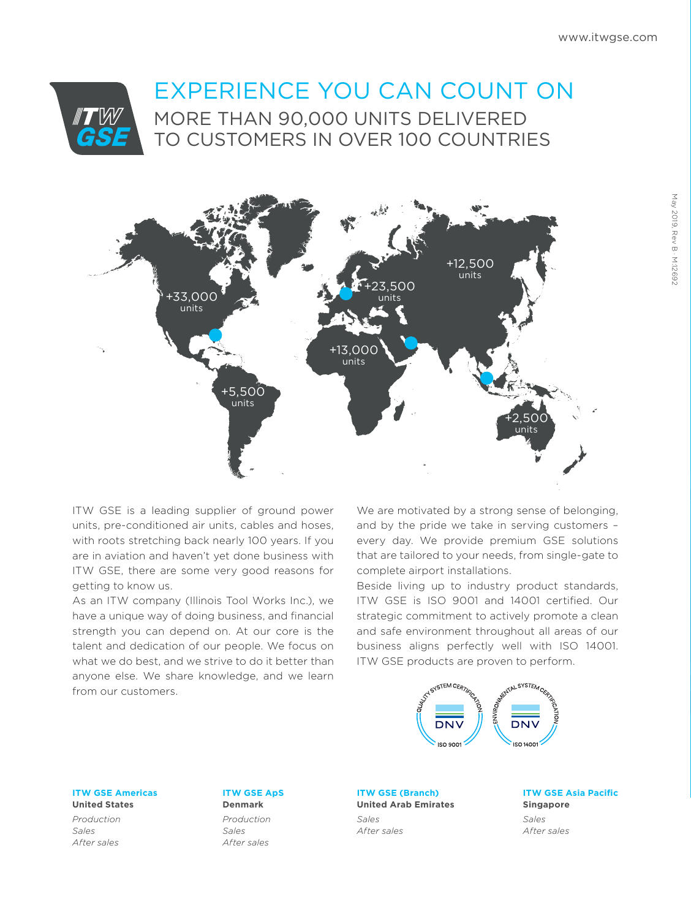# EXPERIENCE YOU CAN COUNT ON

## MORE THAN 90,000 UNITS DELIVERED TO CUSTOMERS IN OVER 100 COUNTRIES

+33,000 units

+23,500 units

+12,500 units

+13,000 units

+5,500 units

+2,500 units

ITW GSE is a leading supplier of ground power units, pre-conditioned air units, cables and hoses, with roots stretching back nearly 100 years. If you are in aviation and haven't yet done business with ITW GSE, there are some very good reasons for getting to know us.

As an ITW company (Illinois Tool Works Inc.), we have a unique way of doing business, and financial strength you can depend on. At our core is the talent and dedication of our people. We focus on what we do best, and we strive to do it better than anyone else. We share knowledge, and we learn from our customers.

We are motivated by a strong sense of belonging, and by the pride we take in serving customers – every day. We provide premium GSE solutions that are tailored to your needs, from single-gate to complete airport installations.

Beside living up to industry product standards, ITW GSE is ISO 9001 and 14001 certified. Our strategic commitment to actively promote a clean and safe environment throughout all areas of our business aligns perfectly well with ISO 14001. ITW GSE products are proven to perform.

QUALITY SYSTEM CERTIFICATION DNV ISO 9001

ENVIRONMENTAL SYSTEM CERTIFICATION DNV ISO 14001

**ITW GSE Americas**
**United States**
*Production*
*Sales*
*After sales*

**ITW GSE ApS**
**Denmark**
*Production*
*Sales*
*After sales*

**ITW GSE (Branch)**
**United Arab Emirates**
*Sales*
*After sales*

**ITW GSE Asia Pacific**
**Singapore**
*Sales*
*After sales*